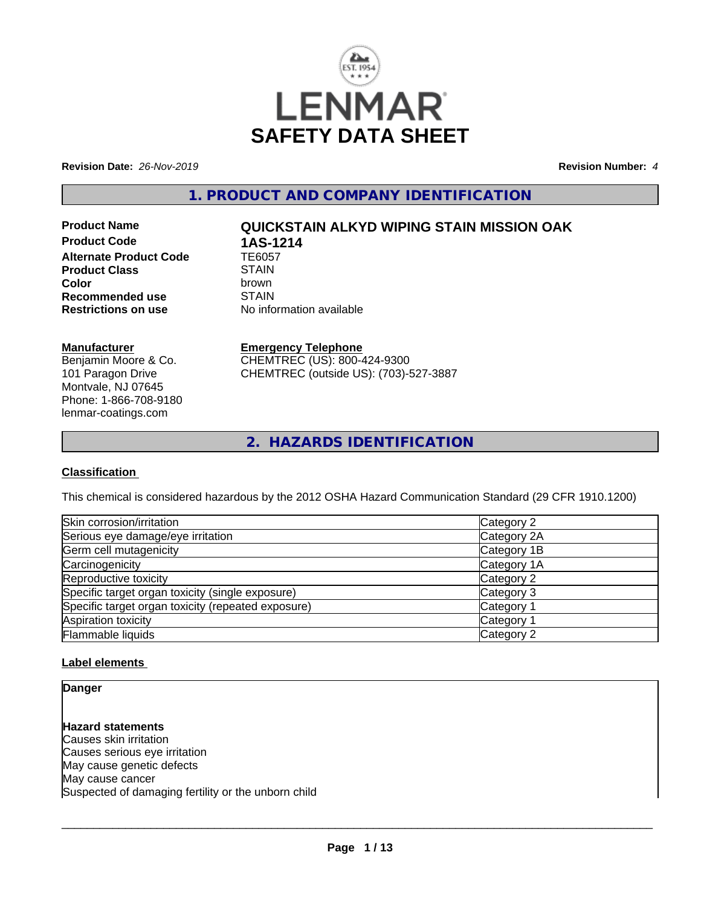LENMAR

# SAFETY DATA SHEET

**Revision Date:** *26-Nov-2019* **Revision Number:** *4*

## 1. PRODUCT AND COMPANY IDENTIFICATION

**Product Name** **QUICKSTAIN ALKYD WIPING STAIN MISSION OAK**
**Product Code** **1AS-1214**
**Alternate Product Code** TE6057
**Product Class** STAIN
**Color** brown
**Recommended use** STAIN
**Restrictions on use** No information available

**Manufacturer**
Benjamin Moore & Co.
101 Paragon Drive
Montvale, NJ 07645
Phone: 1-866-708-9180
lenmar-coatings.com

**Emergency Telephone**
CHEMTREC (US): 800-424-9300
CHEMTREC (outside US): (703)-527-3887

## 2. HAZARDS IDENTIFICATION

### Classification

This chemical is considered hazardous by the 2012 OSHA Hazard Communication Standard (29 CFR 1910.1200)

| | |
|---|---|
| Skin corrosion/irritation | Category 2 |
| Serious eye damage/eye irritation | Category 2A |
| Germ cell mutagenicity | Category 1B |
| Carcinogenicity | Category 1A |
| Reproductive toxicity | Category 2 |
| Specific target organ toxicity (single exposure) | Category 3 |
| Specific target organ toxicity (repeated exposure) | Category 1 |
| Aspiration toxicity | Category 1 |
| Flammable liquids | Category 2 |

### Label elements

**Danger**

**Hazard statements**
Causes skin irritation
Causes serious eye irritation
May cause genetic defects
May cause cancer
Suspected of damaging fertility or the unborn child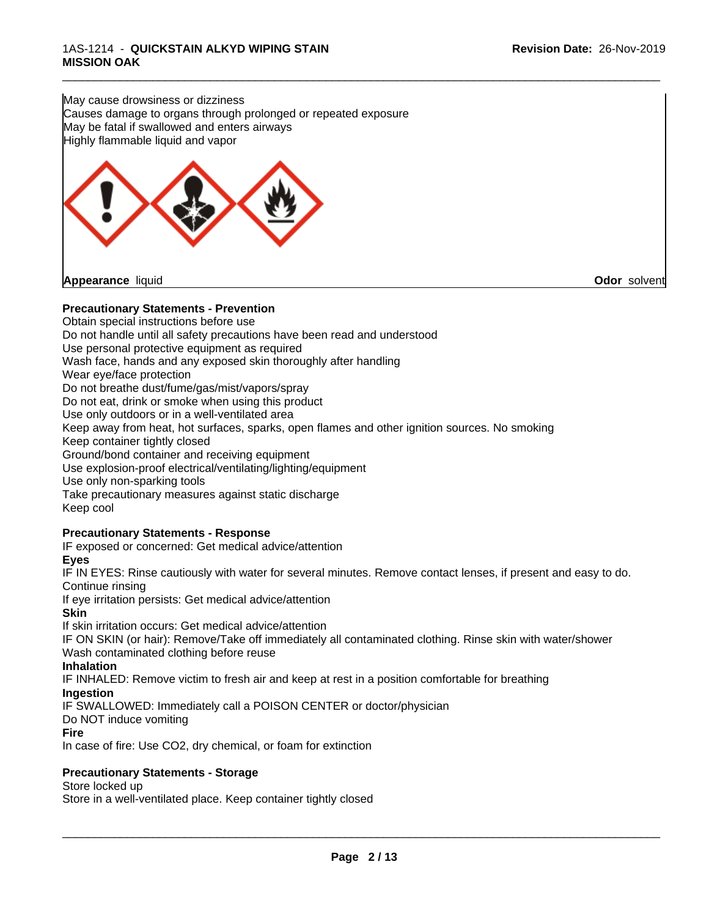May cause drowsiness or dizziness
Causes damage to organs through prolonged or repeated exposure
May be fatal if swallowed and enters airways
Highly flammable liquid and vapor

**Appearance** liquid **Odor** solvent

**Precautionary Statements - Prevention**

Obtain special instructions before use
Do not handle until all safety precautions have been read and understood
Use personal protective equipment as required
Wash face, hands and any exposed skin thoroughly after handling
Wear eye/face protection
Do not breathe dust/fume/gas/mist/vapors/spray
Do not eat, drink or smoke when using this product
Use only outdoors or in a well-ventilated area
Keep away from heat, hot surfaces, sparks, open flames and other ignition sources. No smoking
Keep container tightly closed
Ground/bond container and receiving equipment
Use explosion-proof electrical/ventilating/lighting/equipment
Use only non-sparking tools
Take precautionary measures against static discharge
Keep cool

**Precautionary Statements - Response**

IF exposed or concerned: Get medical advice/attention

**Eyes**

IF IN EYES: Rinse cautiously with water for several minutes. Remove contact lenses, if present and easy to do. Continue rinsing
If eye irritation persists: Get medical advice/attention

**Skin**

If skin irritation occurs: Get medical advice/attention
IF ON SKIN (or hair): Remove/Take off immediately all contaminated clothing. Rinse skin with water/shower
Wash contaminated clothing before reuse

**Inhalation**

IF INHALED: Remove victim to fresh air and keep at rest in a position comfortable for breathing

**Ingestion**

IF SWALLOWED: Immediately call a POISON CENTER or doctor/physician
Do NOT induce vomiting

**Fire**

In case of fire: Use CO2, dry chemical, or foam for extinction

**Precautionary Statements - Storage**

Store locked up
Store in a well-ventilated place. Keep container tightly closed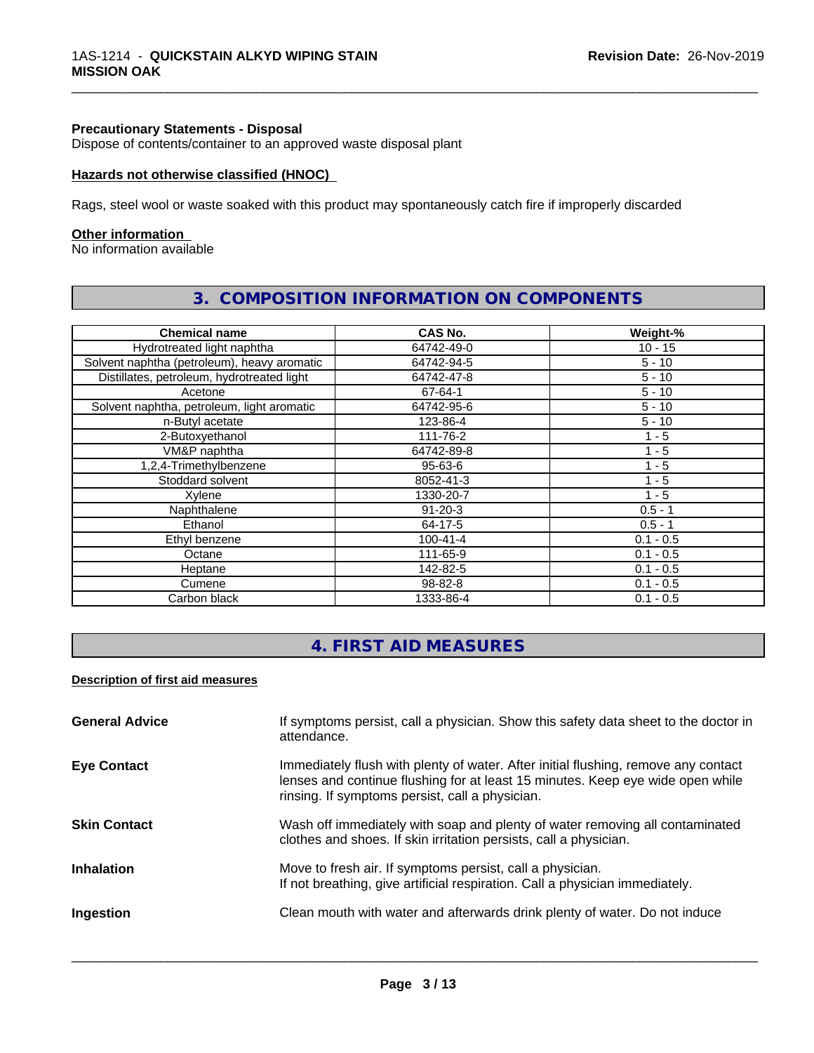**Precautionary Statements - Disposal**
Dispose of contents/container to an approved waste disposal plant

**Hazards not otherwise classified (HNOC)**

Rags, steel wool or waste soaked with this product may spontaneously catch fire if improperly discarded

**Other information**
No information available

## 3. COMPOSITION INFORMATION ON COMPONENTS

| Chemical name | CAS No. | Weight-% |
| --- | --- | --- |
| Hydrotreated light naphtha | 64742-49-0 | 10 - 15 |
| Solvent naphtha (petroleum), heavy aromatic | 64742-94-5 | 5 - 10 |
| Distillates, petroleum, hydrotreated light | 64742-47-8 | 5 - 10 |
| Acetone | 67-64-1 | 5 - 10 |
| Solvent naphtha, petroleum, light aromatic | 64742-95-6 | 5 - 10 |
| n-Butyl acetate | 123-86-4 | 5 - 10 |
| 2-Butoxyethanol | 111-76-2 | 1 - 5 |
| VM&P naphtha | 64742-89-8 | 1 - 5 |
| 1,2,4-Trimethylbenzene | 95-63-6 | 1 - 5 |
| Stoddard solvent | 8052-41-3 | 1 - 5 |
| Xylene | 1330-20-7 | 1 - 5 |
| Naphthalene | 91-20-3 | 0.5 - 1 |
| Ethanol | 64-17-5 | 0.5 - 1 |
| Ethyl benzene | 100-41-4 | 0.1 - 0.5 |
| Octane | 111-65-9 | 0.1 - 0.5 |
| Heptane | 142-82-5 | 0.1 - 0.5 |
| Cumene | 98-82-8 | 0.1 - 0.5 |
| Carbon black | 1333-86-4 | 0.1 - 0.5 |

## 4. FIRST AID MEASURES

**Description of first aid measures**

**General Advice** If symptoms persist, call a physician. Show this safety data sheet to the doctor in attendance.

**Eye Contact** Immediately flush with plenty of water. After initial flushing, remove any contact lenses and continue flushing for at least 15 minutes. Keep eye wide open while rinsing. If symptoms persist, call a physician.

**Skin Contact** Wash off immediately with soap and plenty of water removing all contaminated clothes and shoes. If skin irritation persists, call a physician.

**Inhalation** Move to fresh air. If symptoms persist, call a physician.
If not breathing, give artificial respiration. Call a physician immediately.

**Ingestion** Clean mouth with water and afterwards drink plenty of water. Do not induce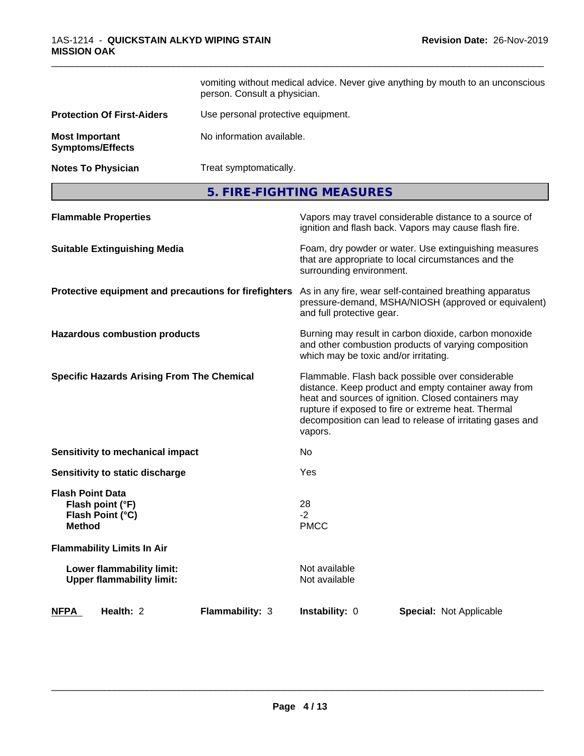| | |
|---|---|
| | vomiting without medical advice. Never give anything by mouth to an unconscious person. Consult a physician. |
| **Protection Of First-Aiders** | Use personal protective equipment. |
| **Most Important Symptoms/Effects** | No information available. |
| **Notes To Physician** | Treat symptomatically. |

## 5. FIRE-FIGHTING MEASURES

| | |
|---|---|
| **Flammable Properties** | Vapors may travel considerable distance to a source of ignition and flash back. Vapors may cause flash fire. |
| **Suitable Extinguishing Media** | Foam, dry powder or water. Use extinguishing measures that are appropriate to local circumstances and the surrounding environment. |
| **Protective equipment and precautions for firefighters** | As in any fire, wear self-contained breathing apparatus pressure-demand, MSHA/NIOSH (approved or equivalent) and full protective gear. |
| **Hazardous combustion products** | Burning may result in carbon dioxide, carbon monoxide and other combustion products of varying composition which may be toxic and/or irritating. |
| **Specific Hazards Arising From The Chemical** | Flammable. Flash back possible over considerable distance. Keep product and empty container away from heat and sources of ignition. Closed containers may rupture if exposed to fire or extreme heat. Thermal decomposition can lead to release of irritating gases and vapors. |
| **Sensitivity to mechanical impact** | No |
| **Sensitivity to static discharge** | Yes |

**Flash Point Data**

| | |
|---|---|
| **Flash point (°F)** | 28 |
| **Flash Point (°C)** | -2 |
| **Method** | PMCC |

**Flammability Limits In Air**

| | |
|---|---|
| **Lower flammability limit:** | Not available |
| **Upper flammability limit:** | Not available |

| **NFPA** | **Health:** 2 | **Flammability:** 3 | **Instability:** 0 | **Special:** Not Applicable |
|---|---|---|---|---|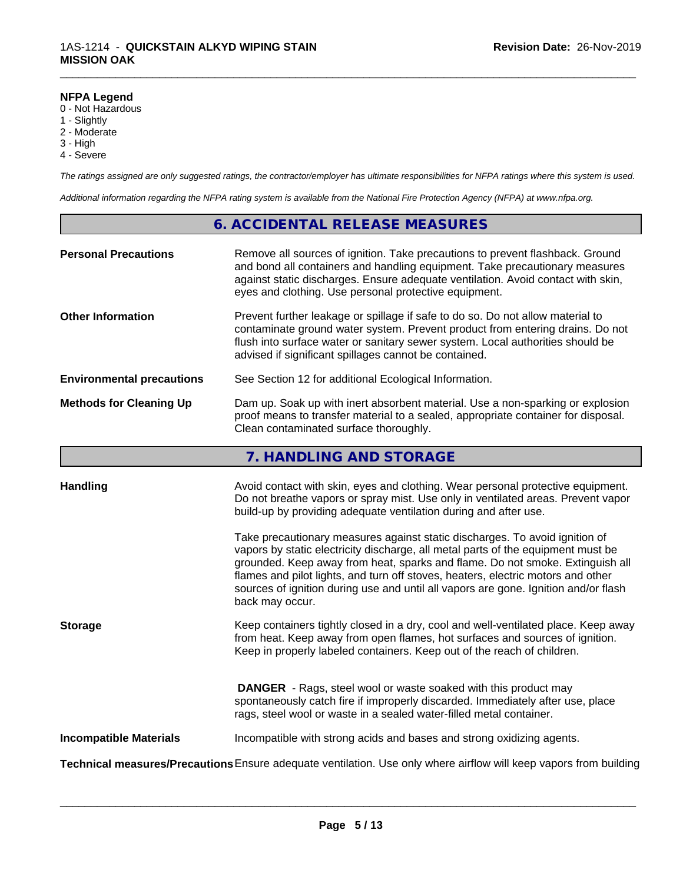**NFPA Legend**
0 - Not Hazardous
1 - Slightly
2 - Moderate
3 - High
4 - Severe

*The ratings assigned are only suggested ratings, the contractor/employer has ultimate responsibilities for NFPA ratings where this system is used.*

*Additional information regarding the NFPA rating system is available from the National Fire Protection Agency (NFPA) at www.nfpa.org.*

## 6. ACCIDENTAL RELEASE MEASURES

**Personal Precautions**
Remove all sources of ignition. Take precautions to prevent flashback. Ground and bond all containers and handling equipment. Take precautionary measures against static discharges. Ensure adequate ventilation. Avoid contact with skin, eyes and clothing. Use personal protective equipment.

**Other Information**
Prevent further leakage or spillage if safe to do so. Do not allow material to contaminate ground water system. Prevent product from entering drains. Do not flush into surface water or sanitary sewer system. Local authorities should be advised if significant spillages cannot be contained.

**Environmental precautions**
See Section 12 for additional Ecological Information.

**Methods for Cleaning Up**
Dam up. Soak up with inert absorbent material. Use a non-sparking or explosion proof means to transfer material to a sealed, appropriate container for disposal. Clean contaminated surface thoroughly.

## 7. HANDLING AND STORAGE

**Handling**
Avoid contact with skin, eyes and clothing. Wear personal protective equipment. Do not breathe vapors or spray mist. Use only in ventilated areas. Prevent vapor build-up by providing adequate ventilation during and after use.

Take precautionary measures against static discharges. To avoid ignition of vapors by static electricity discharge, all metal parts of the equipment must be grounded. Keep away from heat, sparks and flame. Do not smoke. Extinguish all flames and pilot lights, and turn off stoves, heaters, electric motors and other sources of ignition during use and until all vapors are gone. Ignition and/or flash back may occur.

**Storage**
Keep containers tightly closed in a dry, cool and well-ventilated place. Keep away from heat. Keep away from open flames, hot surfaces and sources of ignition. Keep in properly labeled containers. Keep out of the reach of children.

**DANGER** - Rags, steel wool or waste soaked with this product may spontaneously catch fire if improperly discarded. Immediately after use, place rags, steel wool or waste in a sealed water-filled metal container.

**Incompatible Materials**
Incompatible with strong acids and bases and strong oxidizing agents.

**Technical measures/Precautions** Ensure adequate ventilation. Use only where airflow will keep vapors from building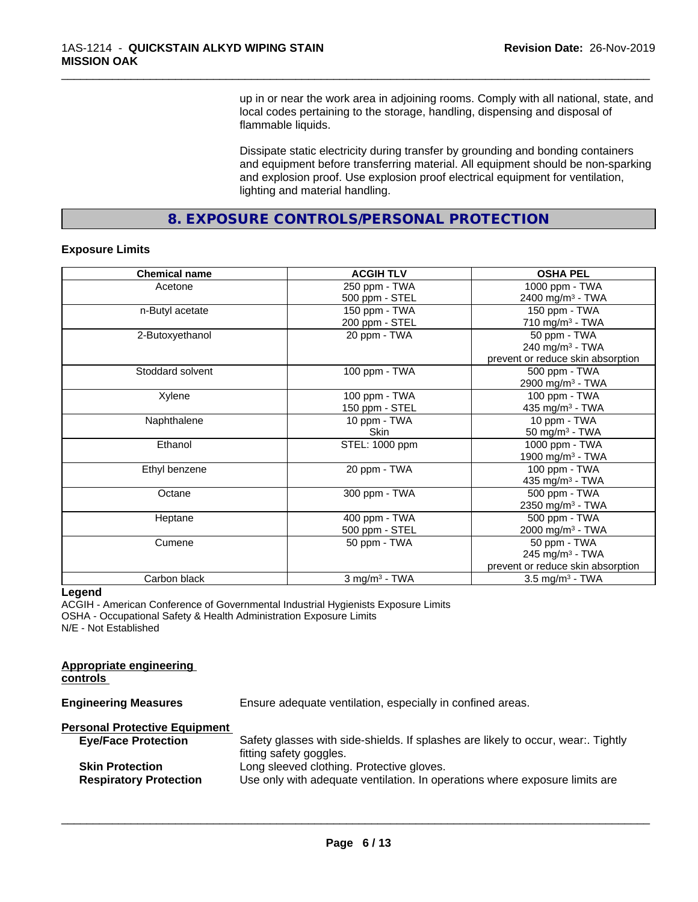up in or near the work area in adjoining rooms. Comply with all national, state, and local codes pertaining to the storage, handling, dispensing and disposal of flammable liquids.

Dissipate static electricity during transfer by grounding and bonding containers and equipment before transferring material. All equipment should be non-sparking and explosion proof. Use explosion proof electrical equipment for ventilation, lighting and material handling.

## 8. EXPOSURE CONTROLS/PERSONAL PROTECTION

### Exposure Limits

| Chemical name | ACGIH TLV | OSHA PEL |
|---|---|---|
| Acetone | 250 ppm - TWA<br>500 ppm - STEL | 1000 ppm - TWA<br>2400 mg/m³ - TWA |
| n-Butyl acetate | 150 ppm - TWA<br>200 ppm - STEL | 150 ppm - TWA<br>710 mg/m³ - TWA |
| 2-Butoxyethanol | 20 ppm - TWA | 50 ppm - TWA<br>240 mg/m³ - TWA<br>prevent or reduce skin absorption |
| Stoddard solvent | 100 ppm - TWA | 500 ppm - TWA<br>2900 mg/m³ - TWA |
| Xylene | 100 ppm - TWA<br>150 ppm - STEL | 100 ppm - TWA<br>435 mg/m³ - TWA |
| Naphthalene | 10 ppm - TWA<br>Skin | 10 ppm - TWA<br>50 mg/m³ - TWA |
| Ethanol | STEL: 1000 ppm | 1000 ppm - TWA<br>1900 mg/m³ - TWA |
| Ethyl benzene | 20 ppm - TWA | 100 ppm - TWA<br>435 mg/m³ - TWA |
| Octane | 300 ppm - TWA | 500 ppm - TWA<br>2350 mg/m³ - TWA |
| Heptane | 400 ppm - TWA<br>500 ppm - STEL | 500 ppm - TWA<br>2000 mg/m³ - TWA |
| Cumene | 50 ppm - TWA | 50 ppm - TWA<br>245 mg/m³ - TWA<br>prevent or reduce skin absorption |
| Carbon black | 3 mg/m³ - TWA | 3.5 mg/m³ - TWA |

**Legend**
ACGIH - American Conference of Governmental Industrial Hygienists Exposure Limits
OSHA - Occupational Safety & Health Administration Exposure Limits
N/E - Not Established

**Appropriate engineering controls**

**Engineering Measures** Ensure adequate ventilation, especially in confined areas.

**Personal Protective Equipment**

**Eye/Face Protection** Safety glasses with side-shields. If splashes are likely to occur, wear:. Tightly fitting safety goggles.

**Skin Protection** Long sleeved clothing. Protective gloves.

**Respiratory Protection** Use only with adequate ventilation. In operations where exposure limits are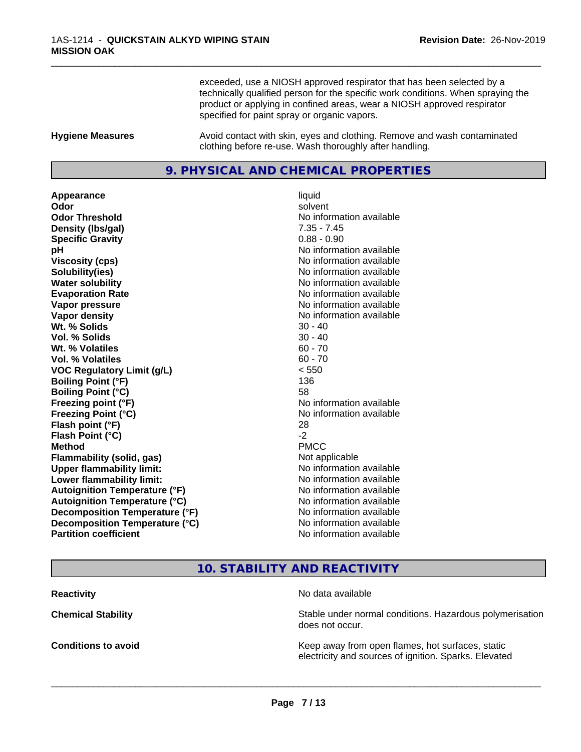exceeded, use a NIOSH approved respirator that has been selected by a technically qualified person for the specific work conditions. When spraying the product or applying in confined areas, wear a NIOSH approved respirator specified for paint spray or organic vapors.

**Hygiene Measures** Avoid contact with skin, eyes and clothing. Remove and wash contaminated clothing before re-use. Wash thoroughly after handling.

## 9. PHYSICAL AND CHEMICAL PROPERTIES

| | |
|---|---|
| **Appearance** | liquid |
| **Odor** | solvent |
| **Odor Threshold** | No information available |
| **Density (lbs/gal)** | 7.35 - 7.45 |
| **Specific Gravity** | 0.88 - 0.90 |
| **pH** | No information available |
| **Viscosity (cps)** | No information available |
| **Solubility(ies)** | No information available |
| **Water solubility** | No information available |
| **Evaporation Rate** | No information available |
| **Vapor pressure** | No information available |
| **Vapor density** | No information available |
| **Wt. % Solids** | 30 - 40 |
| **Vol. % Solids** | 30 - 40 |
| **Wt. % Volatiles** | 60 - 70 |
| **Vol. % Volatiles** | 60 - 70 |
| **VOC Regulatory Limit (g/L)** | < 550 |
| **Boiling Point (°F)** | 136 |
| **Boiling Point (°C)** | 58 |
| **Freezing point (°F)** | No information available |
| **Freezing Point (°C)** | No information available |
| **Flash point (°F)** | 28 |
| **Flash Point (°C)** | -2 |
| **Method** | PMCC |
| **Flammability (solid, gas)** | Not applicable |
| **Upper flammability limit:** | No information available |
| **Lower flammability limit:** | No information available |
| **Autoignition Temperature (°F)** | No information available |
| **Autoignition Temperature (°C)** | No information available |
| **Decomposition Temperature (°F)** | No information available |
| **Decomposition Temperature (°C)** | No information available |
| **Partition coefficient** | No information available |

## 10. STABILITY AND REACTIVITY

**Reactivity** No data available

**Chemical Stability** Stable under normal conditions. Hazardous polymerisation does not occur.

**Conditions to avoid** Keep away from open flames, hot surfaces, static electricity and sources of ignition. Sparks. Elevated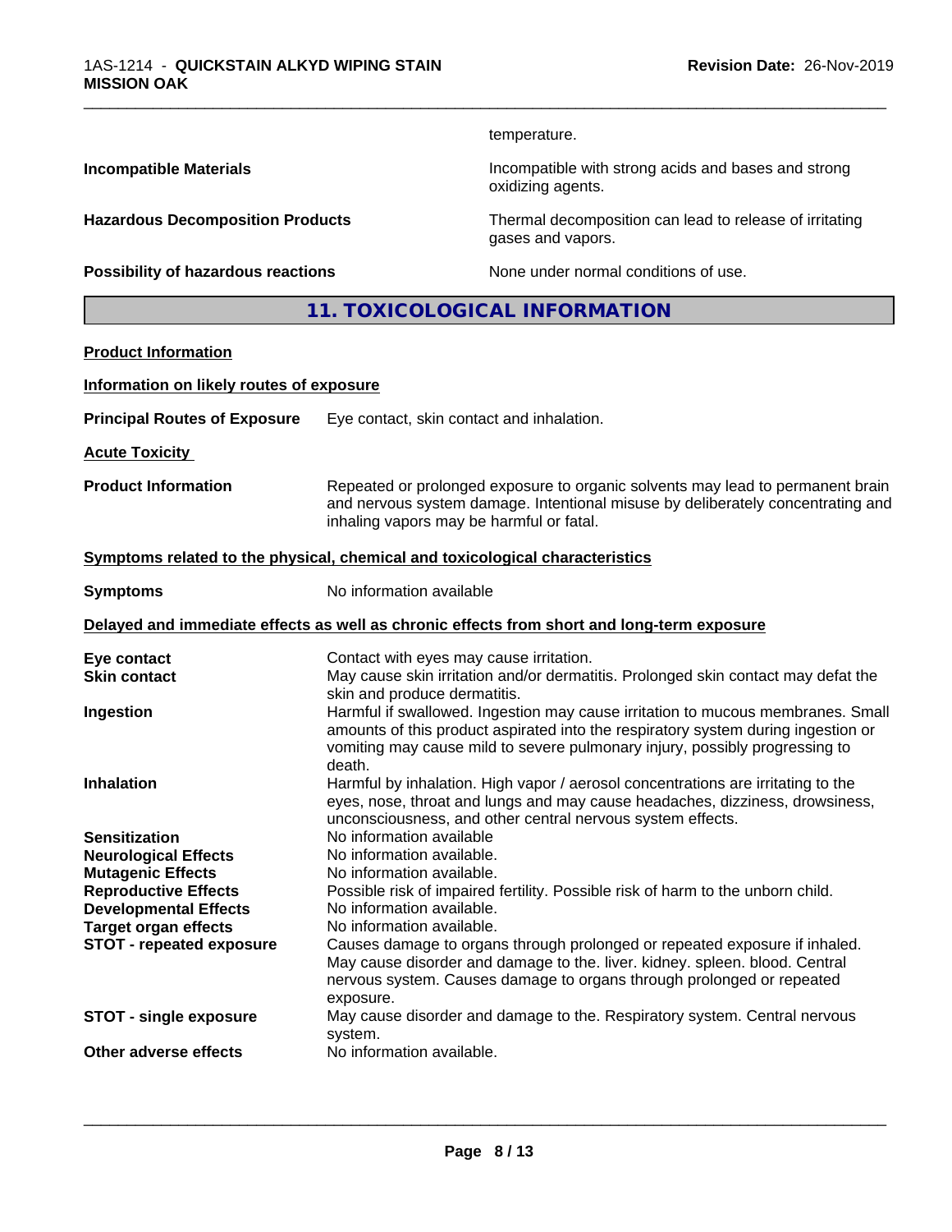temperature.

**Incompatible Materials** Incompatible with strong acids and bases and strong oxidizing agents.

**Hazardous Decomposition Products** Thermal decomposition can lead to release of irritating gases and vapors.

**Possibility of hazardous reactions** None under normal conditions of use.

## 11. TOXICOLOGICAL INFORMATION

**Product Information**

**Information on likely routes of exposure**

**Principal Routes of Exposure** Eye contact, skin contact and inhalation.

**Acute Toxicity**

**Product Information** Repeated or prolonged exposure to organic solvents may lead to permanent brain and nervous system damage. Intentional misuse by deliberately concentrating and inhaling vapors may be harmful or fatal.

**Symptoms related to the physical, chemical and toxicological characteristics**

**Symptoms** No information available

**Delayed and immediate effects as well as chronic effects from short and long-term exposure**

**Eye contact** Contact with eyes may cause irritation.

**Skin contact** May cause skin irritation and/or dermatitis. Prolonged skin contact may defat the skin and produce dermatitis.

**Ingestion** Harmful if swallowed. Ingestion may cause irritation to mucous membranes. Small amounts of this product aspirated into the respiratory system during ingestion or vomiting may cause mild to severe pulmonary injury, possibly progressing to death.

**Inhalation** Harmful by inhalation. High vapor / aerosol concentrations are irritating to the eyes, nose, throat and lungs and may cause headaches, dizziness, drowsiness, unconsciousness, and other central nervous system effects.

**Sensitization** No information available

**Neurological Effects** No information available.

**Mutagenic Effects** No information available.

**Reproductive Effects** Possible risk of impaired fertility. Possible risk of harm to the unborn child.

**Developmental Effects** No information available.

**Target organ effects** No information available.

**STOT - repeated exposure** Causes damage to organs through prolonged or repeated exposure if inhaled. May cause disorder and damage to the. liver. kidney. spleen. blood. Central nervous system. Causes damage to organs through prolonged or repeated exposure.

**STOT - single exposure** May cause disorder and damage to the. Respiratory system. Central nervous system.

**Other adverse effects** No information available.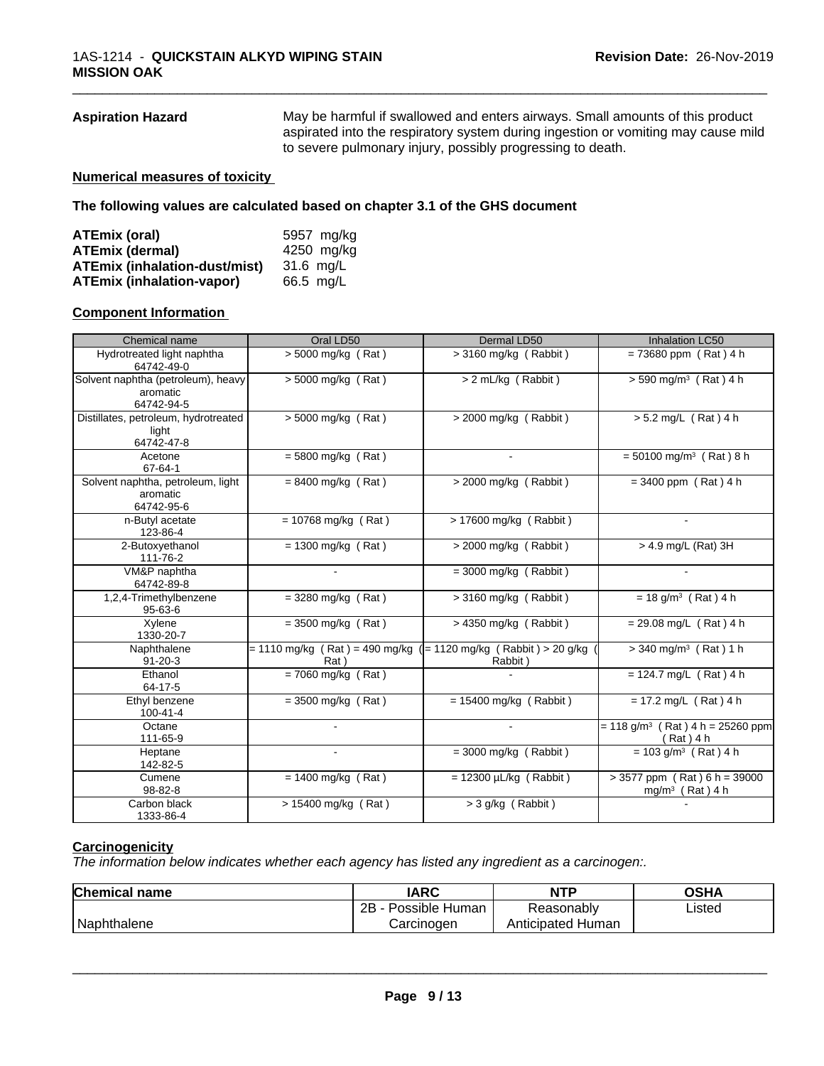**Aspiration Hazard** May be harmful if swallowed and enters airways. Small amounts of this product aspirated into the respiratory system during ingestion or vomiting may cause mild to severe pulmonary injury, possibly progressing to death.

**Numerical measures of toxicity**

**The following values are calculated based on chapter 3.1 of the GHS document**

| | |
|---|---|
| **ATEmix (oral)** | 5957 mg/kg |
| **ATEmix (dermal)** | 4250 mg/kg |
| **ATEmix (inhalation-dust/mist)** | 31.6 mg/L |
| **ATEmix (inhalation-vapor)** | 66.5 mg/L |

**Component Information**

| Chemical name | Oral LD50 | Dermal LD50 | Inhalation LC50 |
|---|---|---|---|
| Hydrotreated light naphtha 64742-49-0 | > 5000 mg/kg ( Rat ) | > 3160 mg/kg ( Rabbit ) | = 73680 ppm ( Rat ) 4 h |
| Solvent naphtha (petroleum), heavy aromatic 64742-94-5 | > 5000 mg/kg ( Rat ) | > 2 mL/kg ( Rabbit ) | > 590 mg/m³ ( Rat ) 4 h |
| Distillates, petroleum, hydrotreated light 64742-47-8 | > 5000 mg/kg ( Rat ) | > 2000 mg/kg ( Rabbit ) | > 5.2 mg/L ( Rat ) 4 h |
| Acetone 67-64-1 | = 5800 mg/kg ( Rat ) | - | = 50100 mg/m³ ( Rat ) 8 h |
| Solvent naphtha, petroleum, light aromatic 64742-95-6 | = 8400 mg/kg ( Rat ) | > 2000 mg/kg ( Rabbit ) | = 3400 ppm ( Rat ) 4 h |
| n-Butyl acetate 123-86-4 | = 10768 mg/kg ( Rat ) | > 17600 mg/kg ( Rabbit ) | - |
| 2-Butoxyethanol 111-76-2 | = 1300 mg/kg ( Rat ) | > 2000 mg/kg ( Rabbit ) | > 4.9 mg/L (Rat) 3H |
| VM&P naphtha 64742-89-8 | - | = 3000 mg/kg ( Rabbit ) | - |
| 1,2,4-Trimethylbenzene 95-63-6 | = 3280 mg/kg ( Rat ) | > 3160 mg/kg ( Rabbit ) | = 18 g/m³ ( Rat ) 4 h |
| Xylene 1330-20-7 | = 3500 mg/kg ( Rat ) | > 4350 mg/kg ( Rabbit ) | = 29.08 mg/L ( Rat ) 4 h |
| Naphthalene 91-20-3 | = 1110 mg/kg ( Rat ) = 490 mg/kg ( Rat ) | = 1120 mg/kg ( Rabbit ) > 20 g/kg ( Rabbit ) | > 340 mg/m³ ( Rat ) 1 h |
| Ethanol 64-17-5 | = 7060 mg/kg ( Rat ) | - | = 124.7 mg/L ( Rat ) 4 h |
| Ethyl benzene 100-41-4 | = 3500 mg/kg ( Rat ) | = 15400 mg/kg ( Rabbit ) | = 17.2 mg/L ( Rat ) 4 h |
| Octane 111-65-9 | - | - | = 118 g/m³ ( Rat ) 4 h = 25260 ppm ( Rat ) 4 h |
| Heptane 142-82-5 | - | = 3000 mg/kg ( Rabbit ) | = 103 g/m³ ( Rat ) 4 h |
| Cumene 98-82-8 | = 1400 mg/kg ( Rat ) | = 12300 µL/kg ( Rabbit ) | > 3577 ppm ( Rat ) 6 h = 39000 mg/m³ ( Rat ) 4 h |
| Carbon black 1333-86-4 | > 15400 mg/kg ( Rat ) | > 3 g/kg ( Rabbit ) | - |

**Carcinogenicity**

*The information below indicates whether each agency has listed any ingredient as a carcinogen:.*

| Chemical name | IARC | NTP | OSHA |
|---|---|---|---|
| Naphthalene | 2B - Possible Human Carcinogen | Reasonably Anticipated Human | Listed |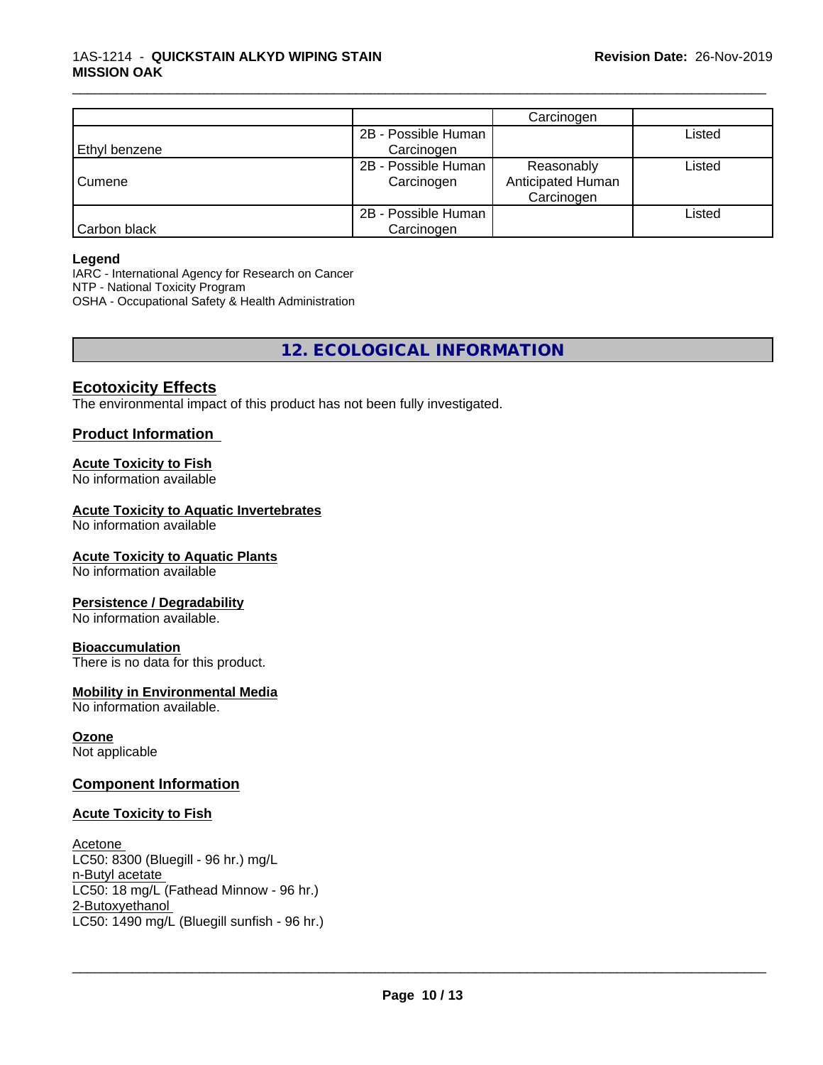| | | Carcinogen | |
|---|---|---|---|
| Ethyl benzene | 2B - Possible Human Carcinogen | | Listed |
| Cumene | 2B - Possible Human Carcinogen | Reasonably Anticipated Human Carcinogen | Listed |
| Carbon black | 2B - Possible Human Carcinogen | | Listed |

**Legend**

IARC - International Agency for Research on Cancer
NTP - National Toxicity Program
OSHA - Occupational Safety & Health Administration

## 12. ECOLOGICAL INFORMATION

### Ecotoxicity Effects

The environmental impact of this product has not been fully investigated.

### Product Information

**Acute Toxicity to Fish**
No information available

**Acute Toxicity to Aquatic Invertebrates**
No information available

**Acute Toxicity to Aquatic Plants**
No information available

**Persistence / Degradability**
No information available.

**Bioaccumulation**
There is no data for this product.

**Mobility in Environmental Media**
No information available.

**Ozone**
Not applicable

### Component Information

**Acute Toxicity to Fish**

Acetone
LC50: 8300 (Bluegill - 96 hr.) mg/L
n-Butyl acetate
LC50: 18 mg/L (Fathead Minnow - 96 hr.)
2-Butoxyethanol
LC50: 1490 mg/L (Bluegill sunfish - 96 hr.)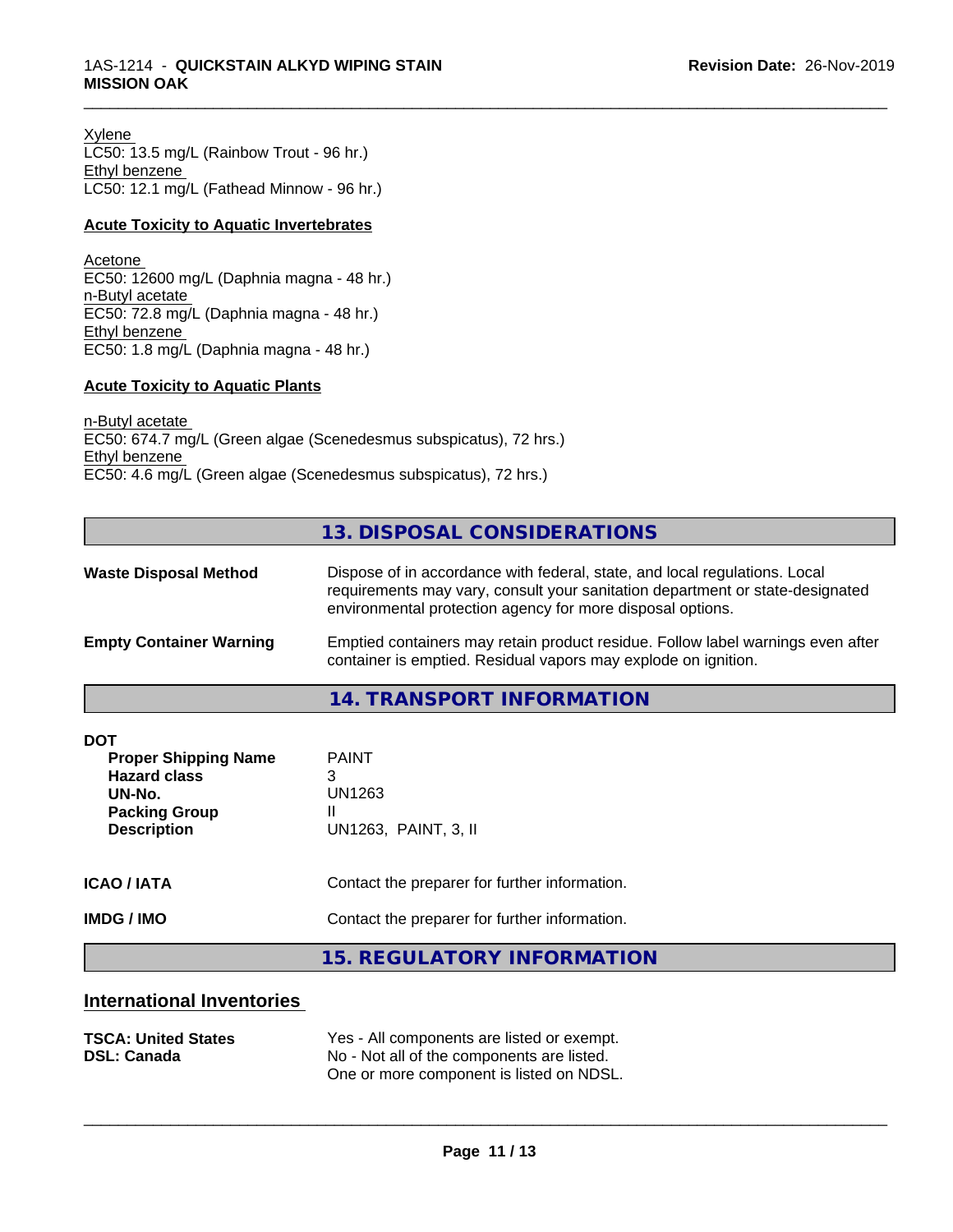Xylene
LC50: 13.5 mg/L (Rainbow Trout - 96 hr.)
Ethyl benzene
LC50: 12.1 mg/L (Fathead Minnow - 96 hr.)

**Acute Toxicity to Aquatic Invertebrates**

Acetone
EC50: 12600 mg/L (Daphnia magna - 48 hr.)
n-Butyl acetate
EC50: 72.8 mg/L (Daphnia magna - 48 hr.)
Ethyl benzene
EC50: 1.8 mg/L (Daphnia magna - 48 hr.)

**Acute Toxicity to Aquatic Plants**

n-Butyl acetate
EC50: 674.7 mg/L (Green algae (Scenedesmus subspicatus), 72 hrs.)
Ethyl benzene
EC50: 4.6 mg/L (Green algae (Scenedesmus subspicatus), 72 hrs.)

## 13. DISPOSAL CONSIDERATIONS

**Waste Disposal Method** Dispose of in accordance with federal, state, and local regulations. Local requirements may vary, consult your sanitation department or state-designated environmental protection agency for more disposal options.

**Empty Container Warning** Emptied containers may retain product residue. Follow label warnings even after container is emptied. Residual vapors may explode on ignition.

## 14. TRANSPORT INFORMATION

**DOT**

| | |
|---|---|
| **Proper Shipping Name** | PAINT |
| **Hazard class** | 3 |
| **UN-No.** | UN1263 |
| **Packing Group** | II |
| **Description** | UN1263, PAINT, 3, II |

**ICAO / IATA** Contact the preparer for further information.

**IMDG / IMO** Contact the preparer for further information.

## 15. REGULATORY INFORMATION

### International Inventories

| | |
|---|---|
| **TSCA: United States** | Yes - All components are listed or exempt. |
| **DSL: Canada** | No - Not all of the components are listed. One or more component is listed on NDSL. |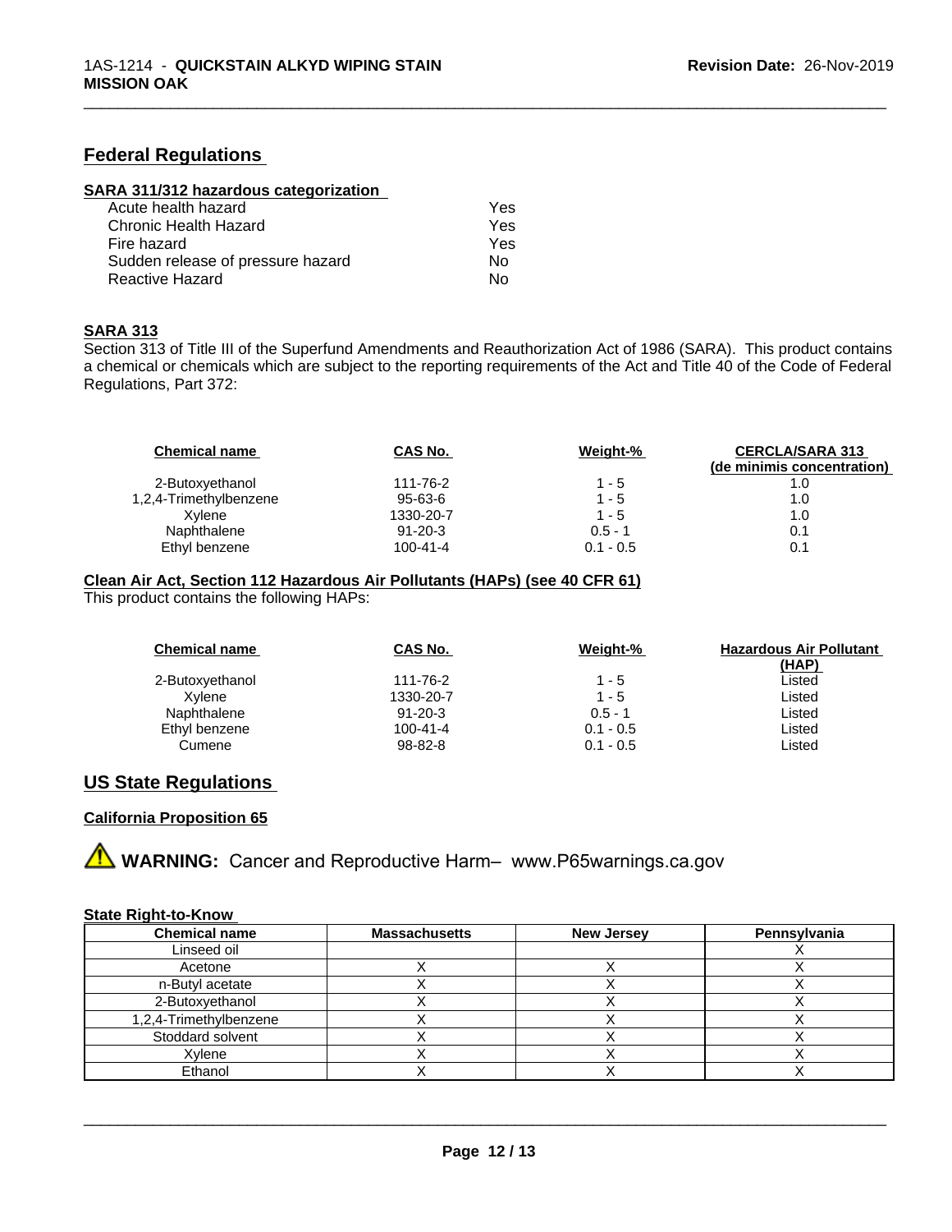## Federal Regulations

**SARA 311/312 hazardous categorization**

| | |
|---|---|
| Acute health hazard | Yes |
| Chronic Health Hazard | Yes |
| Fire hazard | Yes |
| Sudden release of pressure hazard | No |
| Reactive Hazard | No |

**SARA 313**

Section 313 of Title III of the Superfund Amendments and Reauthorization Act of 1986 (SARA). This product contains a chemical or chemicals which are subject to the reporting requirements of the Act and Title 40 of the Code of Federal Regulations, Part 372:

| Chemical name | CAS No. | Weight-% | CERCLA/SARA 313 (de minimis concentration) |
|---|---|---|---|
| 2-Butoxyethanol | 111-76-2 | 1 - 5 | 1.0 |
| 1,2,4-Trimethylbenzene | 95-63-6 | 1 - 5 | 1.0 |
| Xylene | 1330-20-7 | 1 - 5 | 1.0 |
| Naphthalene | 91-20-3 | 0.5 - 1 | 0.1 |
| Ethyl benzene | 100-41-4 | 0.1 - 0.5 | 0.1 |

**Clean Air Act, Section 112 Hazardous Air Pollutants (HAPs) (see 40 CFR 61)**

This product contains the following HAPs:

| Chemical name | CAS No. | Weight-% | Hazardous Air Pollutant (HAP) |
|---|---|---|---|
| 2-Butoxyethanol | 111-76-2 | 1 - 5 | Listed |
| Xylene | 1330-20-7 | 1 - 5 | Listed |
| Naphthalene | 91-20-3 | 0.5 - 1 | Listed |
| Ethyl benzene | 100-41-4 | 0.1 - 0.5 | Listed |
| Cumene | 98-82-8 | 0.1 - 0.5 | Listed |

## US State Regulations

**California Proposition 65**

⚠ **WARNING:** Cancer and Reproductive Harm– www.P65warnings.ca.gov

**State Right-to-Know**

| Chemical name | Massachusetts | New Jersey | Pennsylvania |
|---|---|---|---|
| Linseed oil | | | X |
| Acetone | X | X | X |
| n-Butyl acetate | X | X | X |
| 2-Butoxyethanol | X | X | X |
| 1,2,4-Trimethylbenzene | X | X | X |
| Stoddard solvent | X | X | X |
| Xylene | X | X | X |
| Ethanol | X | X | X |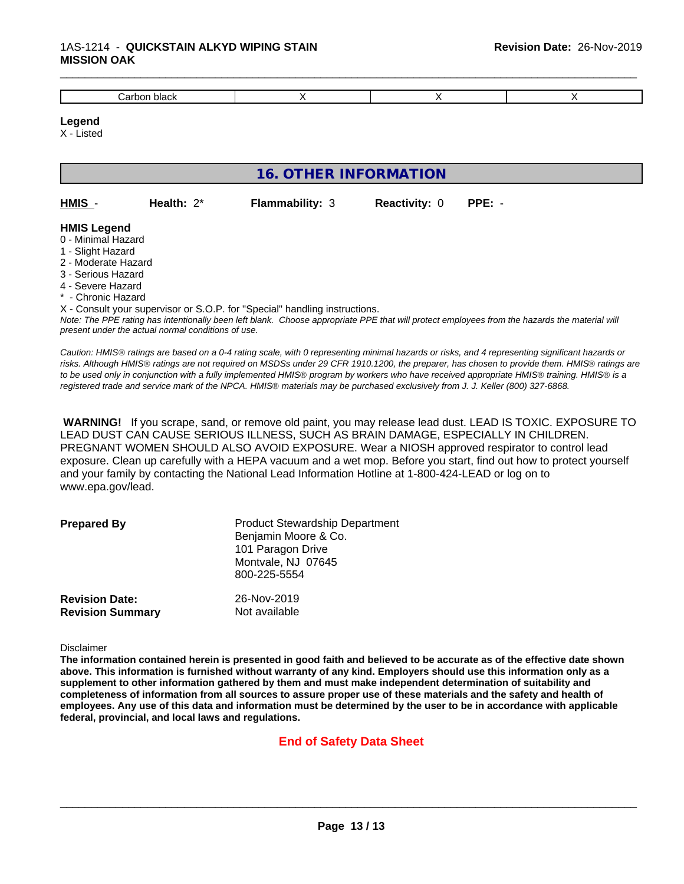| | | | |
|---|---|---|---|
| Carbon black | X | X | X |

**Legend**
X - Listed

## 16. OTHER INFORMATION

**HMIS** - **Health:** 2* **Flammability:** 3 **Reactivity:** 0 **PPE:** -

**HMIS Legend**
0 - Minimal Hazard
1 - Slight Hazard
2 - Moderate Hazard
3 - Serious Hazard
4 - Severe Hazard
* - Chronic Hazard
X - Consult your supervisor or S.O.P. for "Special" handling instructions.

*Note: The PPE rating has intentionally been left blank. Choose appropriate PPE that will protect employees from the hazards the material will present under the actual normal conditions of use.*

*Caution: HMIS® ratings are based on a 0-4 rating scale, with 0 representing minimal hazards or risks, and 4 representing significant hazards or risks. Although HMIS® ratings are not required on MSDSs under 29 CFR 1910.1200, the preparer, has chosen to provide them. HMIS® ratings are to be used only in conjunction with a fully implemented HMIS® program by workers who have received appropriate HMIS® training. HMIS® is a registered trade and service mark of the NPCA. HMIS® materials may be purchased exclusively from J. J. Keller (800) 327-6868.*

**WARNING!** If you scrape, sand, or remove old paint, you may release lead dust. LEAD IS TOXIC. EXPOSURE TO LEAD DUST CAN CAUSE SERIOUS ILLNESS, SUCH AS BRAIN DAMAGE, ESPECIALLY IN CHILDREN. PREGNANT WOMEN SHOULD ALSO AVOID EXPOSURE. Wear a NIOSH approved respirator to control lead exposure. Clean up carefully with a HEPA vacuum and a wet mop. Before you start, find out how to protect yourself and your family by contacting the National Lead Information Hotline at 1-800-424-LEAD or log on to www.epa.gov/lead.

**Prepared By**
Product Stewardship Department
Benjamin Moore & Co.
101 Paragon Drive
Montvale, NJ 07645
800-225-5554

**Revision Date:** 26-Nov-2019
**Revision Summary** Not available

Disclaimer
**The information contained herein is presented in good faith and believed to be accurate as of the effective date shown above. This information is furnished without warranty of any kind. Employers should use this information only as a supplement to other information gathered by them and must make independent determination of suitability and completeness of information from all sources to assure proper use of these materials and the safety and health of employees. Any use of this data and information must be determined by the user to be in accordance with applicable federal, provincial, and local laws and regulations.**

**End of Safety Data Sheet**